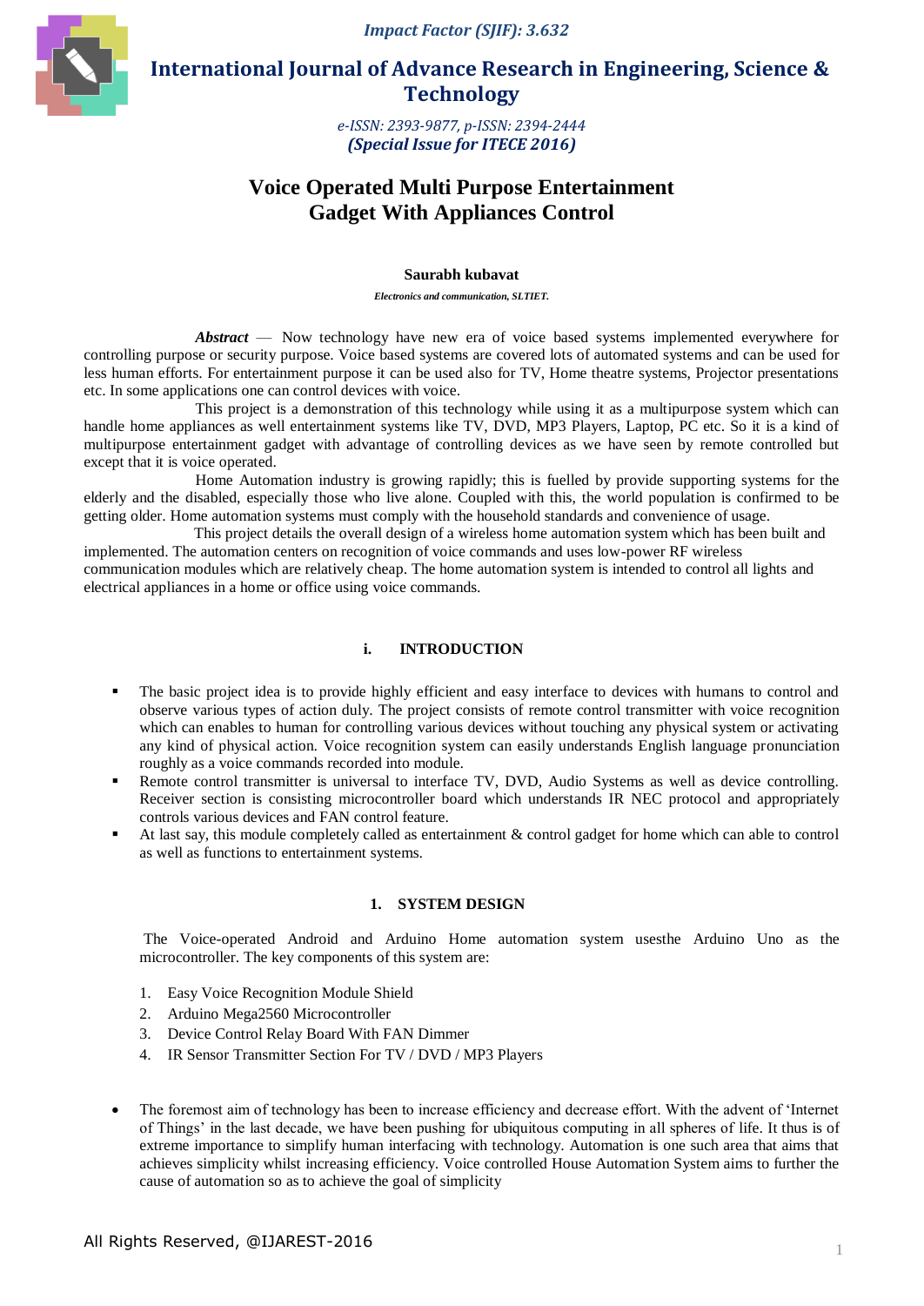*Impact Factor (SJIF): 3.632*

# International Journal of Advance Research in Engineering, Science & Technology

*e-ISSN: 2393-9877, p-ISSN: 2394-2444*
***(Special Issue for ITECE 2016)***

# Voice Operated Multi Purpose Entertainment Gadget With Appliances Control

**Saurabh kubavat**

***Electronics and communication, SLTIET.***

***Abstract*** — Now technology have new era of voice based systems implemented everywhere for controlling purpose or security purpose. Voice based systems are covered lots of automated systems and can be used for less human efforts. For entertainment purpose it can be used also for TV, Home theatre systems, Projector presentations etc. In some applications one can control devices with voice.

This project is a demonstration of this technology while using it as a multipurpose system which can handle home appliances as well entertainment systems like TV, DVD, MP3 Players, Laptop, PC etc. So it is a kind of multipurpose entertainment gadget with advantage of controlling devices as we have seen by remote controlled but except that it is voice operated.

Home Automation industry is growing rapidly; this is fuelled by provide supporting systems for the elderly and the disabled, especially those who live alone. Coupled with this, the world population is confirmed to be getting older. Home automation systems must comply with the household standards and convenience of usage.

This project details the overall design of a wireless home automation system which has been built and implemented. The automation centers on recognition of voice commands and uses low-power RF wireless communication modules which are relatively cheap. The home automation system is intended to control all lights and electrical appliances in a home or office using voice commands.

## i. INTRODUCTION

- The basic project idea is to provide highly efficient and easy interface to devices with humans to control and observe various types of action duly. The project consists of remote control transmitter with voice recognition which can enables to human for controlling various devices without touching any physical system or activating any kind of physical action. Voice recognition system can easily understands English language pronunciation roughly as a voice commands recorded into module.
- Remote control transmitter is universal to interface TV, DVD, Audio Systems as well as device controlling. Receiver section is consisting microcontroller board which understands IR NEC protocol and appropriately controls various devices and FAN control feature.
- At last say, this module completely called as entertainment & control gadget for home which can able to control as well as functions to entertainment systems.

## 1. SYSTEM DESIGN

The Voice-operated Android and Arduino Home automation system usesthe Arduino Uno as the microcontroller. The key components of this system are:

1. Easy Voice Recognition Module Shield
2. Arduino Mega2560 Microcontroller
3. Device Control Relay Board With FAN Dimmer
4. IR Sensor Transmitter Section For TV / DVD / MP3 Players

- The foremost aim of technology has been to increase efficiency and decrease effort. With the advent of 'Internet of Things' in the last decade, we have been pushing for ubiquitous computing in all spheres of life. It thus is of extreme importance to simplify human interfacing with technology. Automation is one such area that aims that achieves simplicity whilst increasing efficiency. Voice controlled House Automation System aims to further the cause of automation so as to achieve the goal of simplicity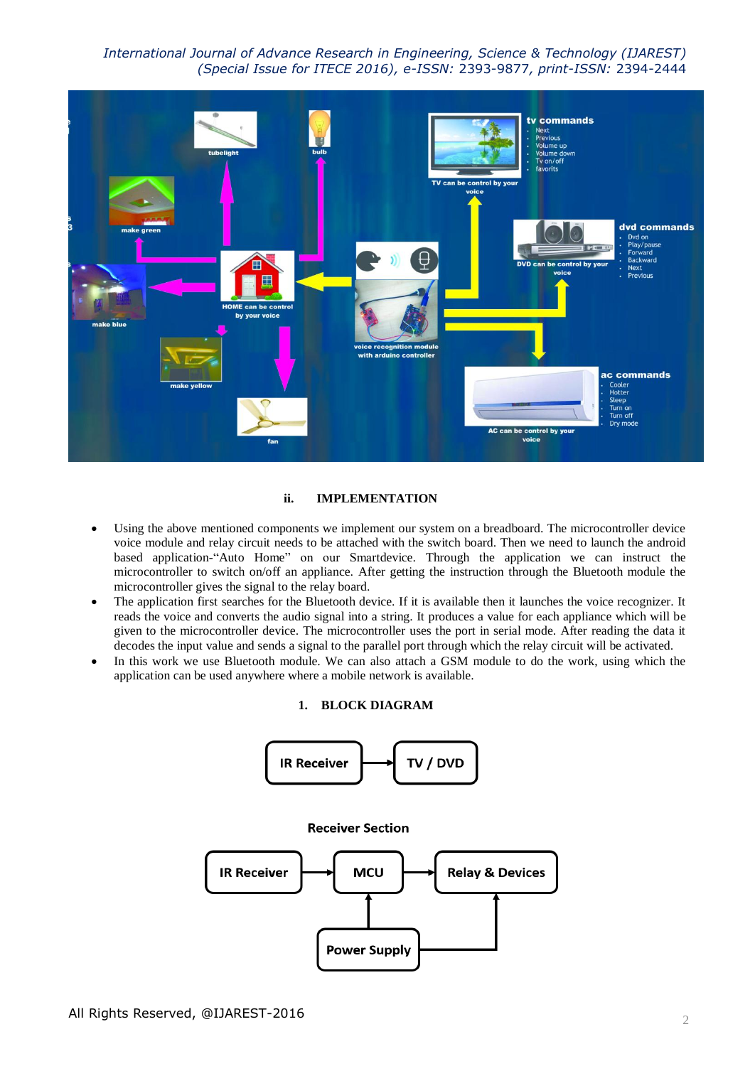### ii. IMPLEMENTATION

- Using the above mentioned components we implement our system on a breadboard. The microcontroller device voice module and relay circuit needs to be attached with the switch board. Then we need to launch the android based application-"Auto Home" on our Smartdevice. Through the application we can instruct the microcontroller to switch on/off an appliance. After getting the instruction through the Bluetooth module the microcontroller gives the signal to the relay board.
- The application first searches for the Bluetooth device. If it is available then it launches the voice recognizer. It reads the voice and converts the audio signal into a string. It produces a value for each appliance which will be given to the microcontroller device. The microcontroller uses the port in serial mode. After reading the data it decodes the input value and sends a signal to the parallel port through which the relay circuit will be activated.
- In this work we use Bluetooth module. We can also attach a GSM module to do the work, using which the application can be used anywhere where a mobile network is available.

### 1. BLOCK DIAGRAM

IR Receiver → TV / DVD

Receiver Section

IR Receiver → MCU → Relay & Devices

Power Supply → MCU; Power Supply → Relay & Devices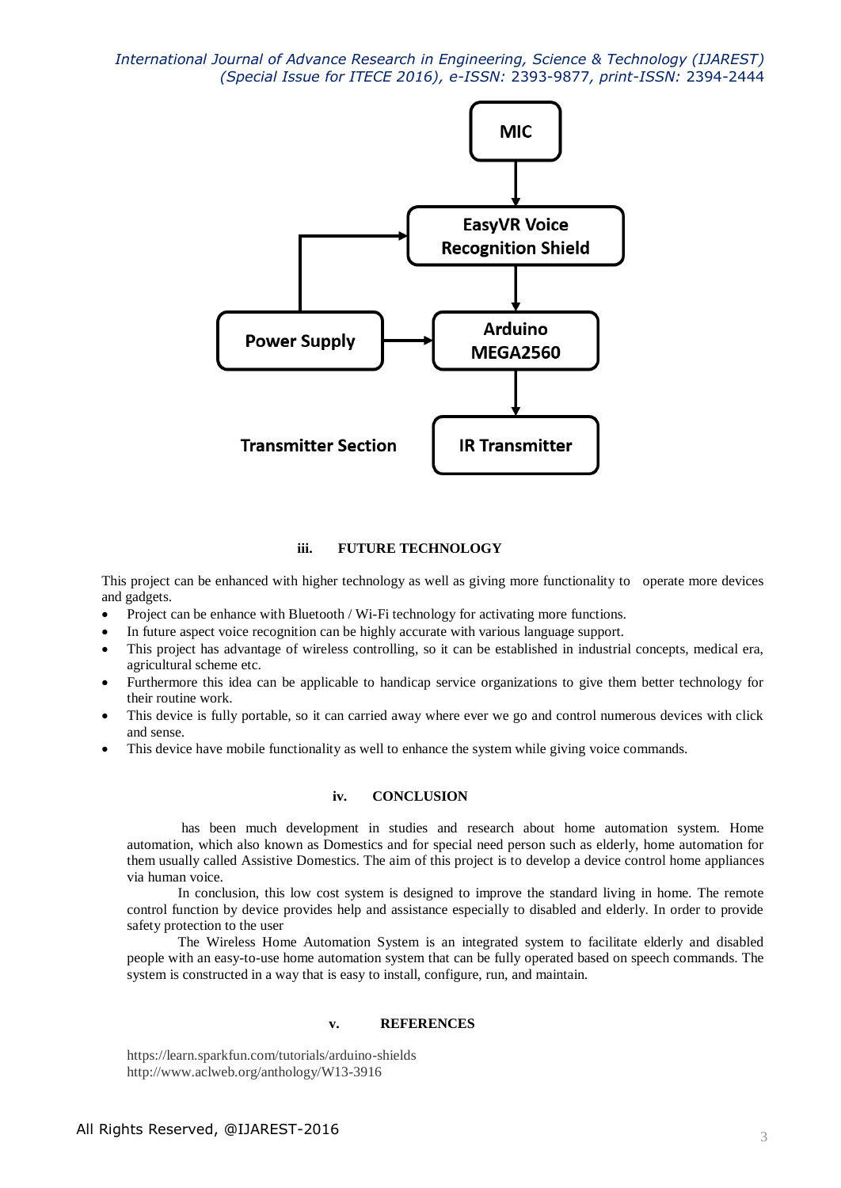MIC

EasyVR Voice Recognition Shield

Power Supply

Arduino MEGA2560

Transmitter Section

IR Transmitter

### iii. FUTURE TECHNOLOGY

This project can be enhanced with higher technology as well as giving more functionality to operate more devices and gadgets.

- Project can be enhance with Bluetooth / Wi-Fi technology for activating more functions.
- In future aspect voice recognition can be highly accurate with various language support.
- This project has advantage of wireless controlling, so it can be established in industrial concepts, medical era, agricultural scheme etc.
- Furthermore this idea can be applicable to handicap service organizations to give them better technology for their routine work.
- This device is fully portable, so it can carried away where ever we go and control numerous devices with click and sense.
- This device have mobile functionality as well to enhance the system while giving voice commands.

### iv. CONCLUSION

has been much development in studies and research about home automation system. Home automation, which also known as Domestics and for special need person such as elderly, home automation for them usually called Assistive Domestics. The aim of this project is to develop a device control home appliances via human voice.

In conclusion, this low cost system is designed to improve the standard living in home. The remote control function by device provides help and assistance especially to disabled and elderly. In order to provide safety protection to the user

The Wireless Home Automation System is an integrated system to facilitate elderly and disabled people with an easy-to-use home automation system that can be fully operated based on speech commands. The system is constructed in a way that is easy to install, configure, run, and maintain.

### v. REFERENCES

https://learn.sparkfun.com/tutorials/arduino-shields
http://www.aclweb.org/anthology/W13-3916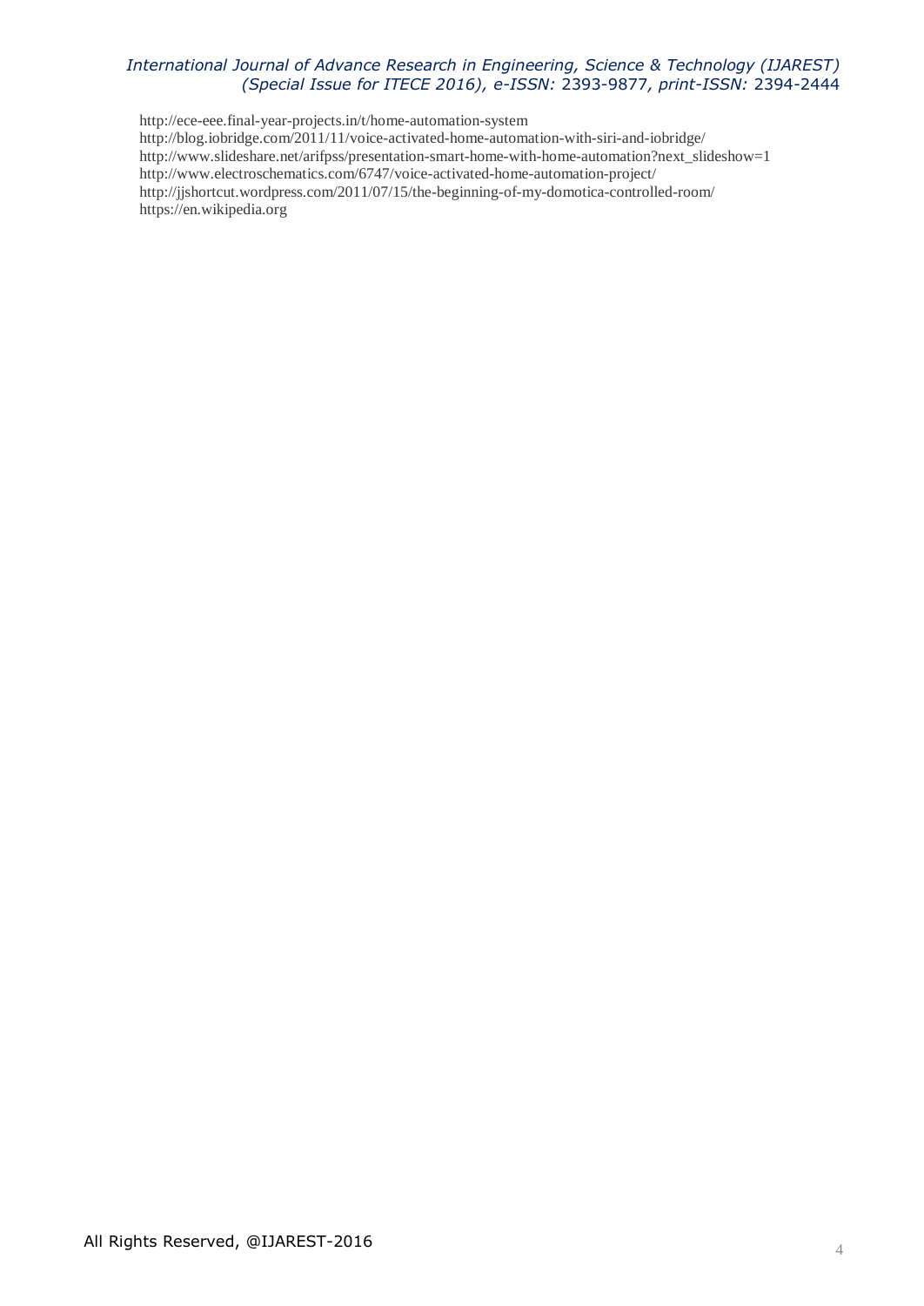http://ece-eee.final-year-projects.in/t/home-automation-system
http://blog.iobridge.com/2011/11/voice-activated-home-automation-with-siri-and-iobridge/
http://www.slideshare.net/arifpss/presentation-smart-home-with-home-automation?next_slideshow=1
http://www.electroschematics.com/6747/voice-activated-home-automation-project/
http://jjshortcut.wordpress.com/2011/07/15/the-beginning-of-my-domotica-controlled-room/
https://en.wikipedia.org